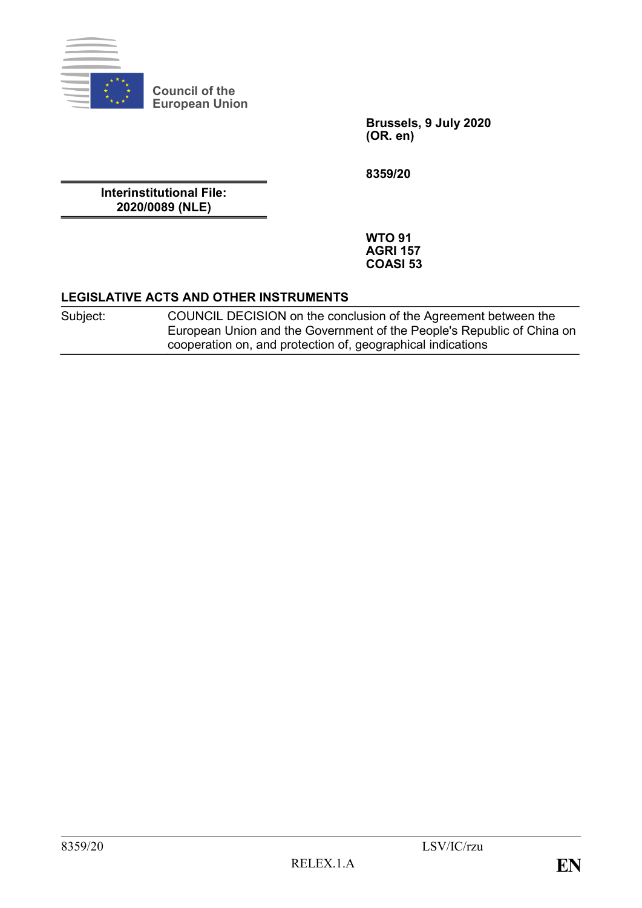Council of the European Union

**Brussels, 9 July 2020**
**(OR. en)**

**8359/20**

**Interinstitutional File:**
**2020/0089 (NLE)**

**WTO 91**
**AGRI 157**
**COASI 53**

**LEGISLATIVE ACTS AND OTHER INSTRUMENTS**

| Subject: | COUNCIL DECISION on the conclusion of the Agreement between the European Union and the Government of the People's Republic of China on cooperation on, and protection of, geographical indications |
|---|---|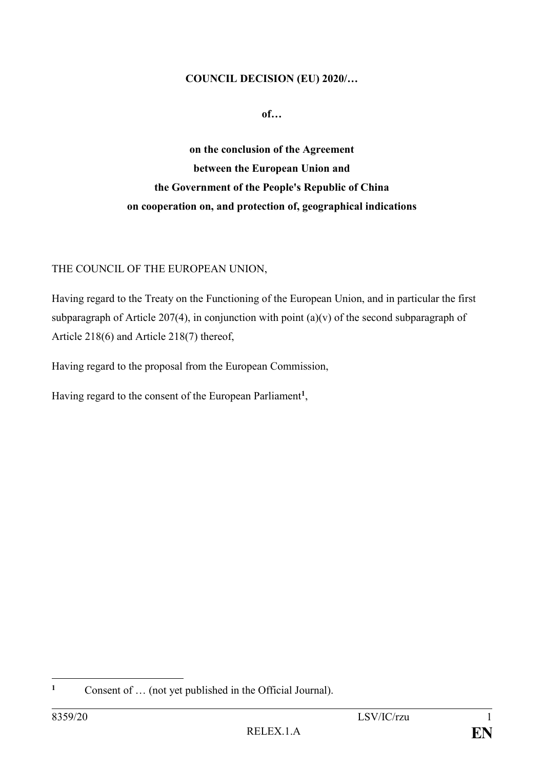**COUNCIL DECISION (EU) 2020/…**

**of…**

**on the conclusion of the Agreement between the European Union and the Government of the People's Republic of China on cooperation on, and protection of, geographical indications**

THE COUNCIL OF THE EUROPEAN UNION,

Having regard to the Treaty on the Functioning of the European Union, and in particular the first subparagraph of Article 207(4), in conjunction with point (a)(v) of the second subparagraph of Article 218(6) and Article 218(7) thereof,

Having regard to the proposal from the European Commission,

Having regard to the consent of the European Parliament[1],

[1] Consent of … (not yet published in the Official Journal).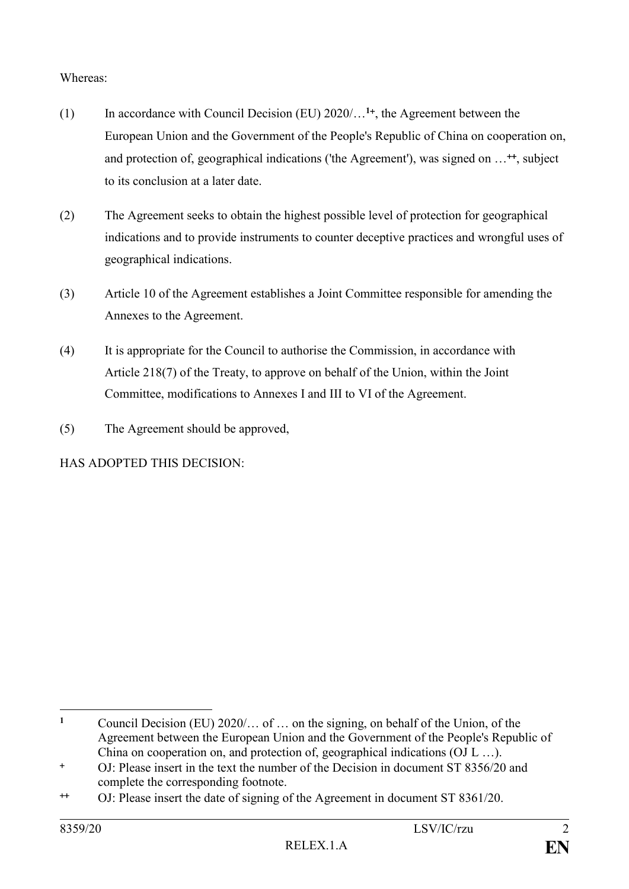Whereas:

(1) In accordance with Council Decision (EU) 2020/…[1+], the Agreement between the European Union and the Government of the People's Republic of China on cooperation on, and protection of, geographical indications ('the Agreement'), was signed on …[++], subject to its conclusion at a later date.

(2) The Agreement seeks to obtain the highest possible level of protection for geographical indications and to provide instruments to counter deceptive practices and wrongful uses of geographical indications.

(3) Article 10 of the Agreement establishes a Joint Committee responsible for amending the Annexes to the Agreement.

(4) It is appropriate for the Council to authorise the Commission, in accordance with Article 218(7) of the Treaty, to approve on behalf of the Union, within the Joint Committee, modifications to Annexes I and III to VI of the Agreement.

(5) The Agreement should be approved,

HAS ADOPTED THIS DECISION:

---

[1] Council Decision (EU) 2020/… of … on the signing, on behalf of the Union, of the Agreement between the European Union and the Government of the People's Republic of China on cooperation on, and protection of, geographical indications (OJ L …).

[+] OJ: Please insert in the text the number of the Decision in document ST 8356/20 and complete the corresponding footnote.

[++] OJ: Please insert the date of signing of the Agreement in document ST 8361/20.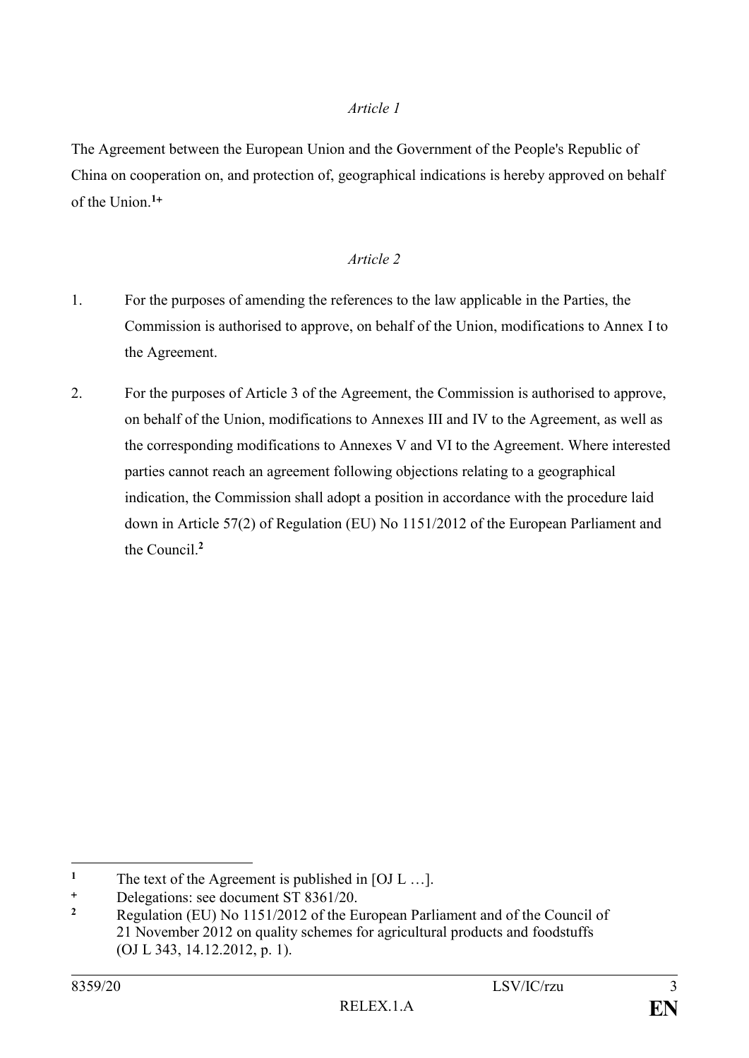*Article 1*

The Agreement between the European Union and the Government of the People's Republic of China on cooperation on, and protection of, geographical indications is hereby approved on behalf of the Union.[1+]

*Article 2*

1. For the purposes of amending the references to the law applicable in the Parties, the Commission is authorised to approve, on behalf of the Union, modifications to Annex I to the Agreement.

2. For the purposes of Article 3 of the Agreement, the Commission is authorised to approve, on behalf of the Union, modifications to Annexes III and IV to the Agreement, as well as the corresponding modifications to Annexes V and VI to the Agreement. Where interested parties cannot reach an agreement following objections relating to a geographical indication, the Commission shall adopt a position in accordance with the procedure laid down in Article 57(2) of Regulation (EU) No 1151/2012 of the European Parliament and the Council.[2]

---

[1] The text of the Agreement is published in [OJ L …].

[+] Delegations: see document ST 8361/20.

[2] Regulation (EU) No 1151/2012 of the European Parliament and of the Council of 21 November 2012 on quality schemes for agricultural products and foodstuffs (OJ L 343, 14.12.2012, p. 1).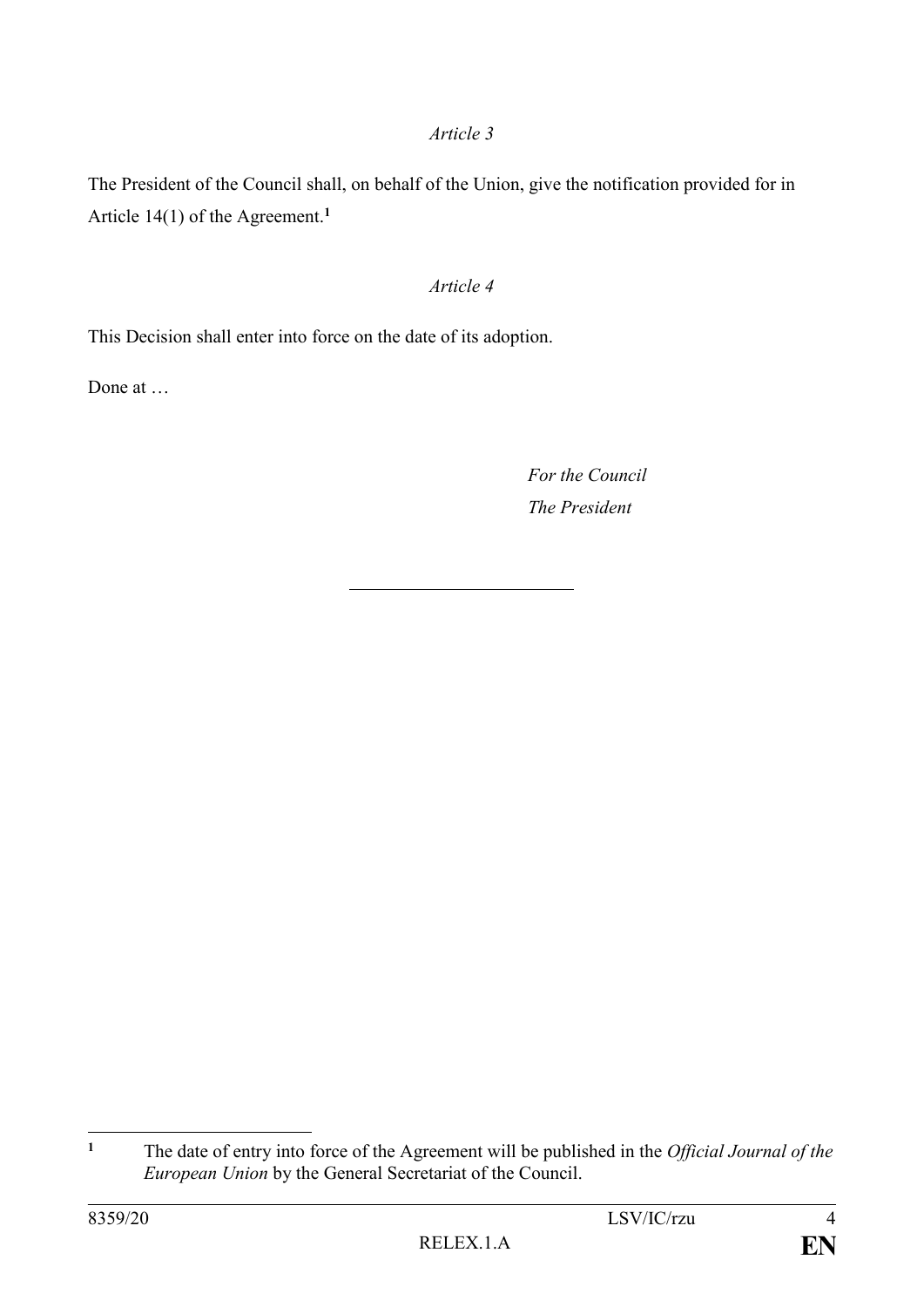*Article 3*

The President of the Council shall, on behalf of the Union, give the notification provided for in Article 14(1) of the Agreement.[1]

*Article 4*

This Decision shall enter into force on the date of its adoption.

Done at …

*For the Council*
*The President*

---

[1] The date of entry into force of the Agreement will be published in the *Official Journal of the European Union* by the General Secretariat of the Council.